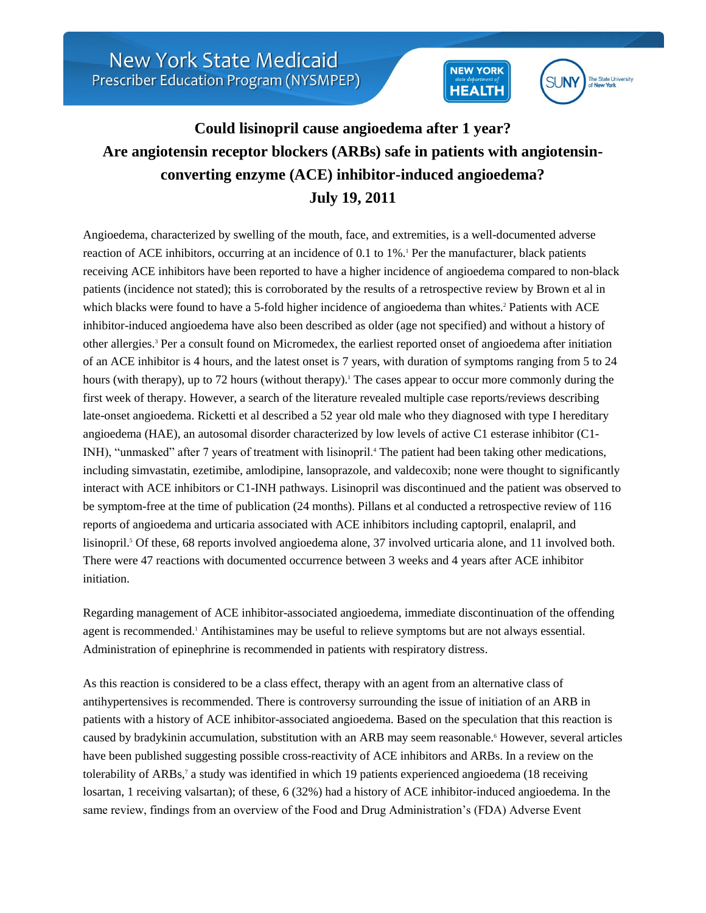New York State Medicaid Prescriber Education Program (NYSMPEP)

# Could lisinopril cause angioedema after 1 year? Are angiotensin receptor blockers (ARBs) safe in patients with angiotensin-converting enzyme (ACE) inhibitor-induced angioedema?

**July 19, 2011**

Angioedema, characterized by swelling of the mouth, face, and extremities, is a well-documented adverse reaction of ACE inhibitors, occurring at an incidence of 0.1 to 1%.[1] Per the manufacturer, black patients receiving ACE inhibitors have been reported to have a higher incidence of angioedema compared to non-black patients (incidence not stated); this is corroborated by the results of a retrospective review by Brown et al in which blacks were found to have a 5-fold higher incidence of angioedema than whites.[2] Patients with ACE inhibitor-induced angioedema have also been described as older (age not specified) and without a history of other allergies.[3] Per a consult found on Micromedex, the earliest reported onset of angioedema after initiation of an ACE inhibitor is 4 hours, and the latest onset is 7 years, with duration of symptoms ranging from 5 to 24 hours (with therapy), up to 72 hours (without therapy).[1] The cases appear to occur more commonly during the first week of therapy. However, a search of the literature revealed multiple case reports/reviews describing late-onset angioedema. Ricketti et al described a 52 year old male who they diagnosed with type I hereditary angioedema (HAE), an autosomal disorder characterized by low levels of active C1 esterase inhibitor (C1-INH), "unmasked" after 7 years of treatment with lisinopril.[4] The patient had been taking other medications, including simvastatin, ezetimibe, amlodipine, lansoprazole, and valdecoxib; none were thought to significantly interact with ACE inhibitors or C1-INH pathways. Lisinopril was discontinued and the patient was observed to be symptom-free at the time of publication (24 months). Pillans et al conducted a retrospective review of 116 reports of angioedema and urticaria associated with ACE inhibitors including captopril, enalapril, and lisinopril.[5] Of these, 68 reports involved angioedema alone, 37 involved urticaria alone, and 11 involved both. There were 47 reactions with documented occurrence between 3 weeks and 4 years after ACE inhibitor initiation.

Regarding management of ACE inhibitor-associated angioedema, immediate discontinuation of the offending agent is recommended.[1] Antihistamines may be useful to relieve symptoms but are not always essential. Administration of epinephrine is recommended in patients with respiratory distress.

As this reaction is considered to be a class effect, therapy with an agent from an alternative class of antihypertensives is recommended. There is controversy surrounding the issue of initiation of an ARB in patients with a history of ACE inhibitor-associated angioedema. Based on the speculation that this reaction is caused by bradykinin accumulation, substitution with an ARB may seem reasonable.[6] However, several articles have been published suggesting possible cross-reactivity of ACE inhibitors and ARBs. In a review on the tolerability of ARBs,[7] a study was identified in which 19 patients experienced angioedema (18 receiving losartan, 1 receiving valsartan); of these, 6 (32%) had a history of ACE inhibitor-induced angioedema. In the same review, findings from an overview of the Food and Drug Administration's (FDA) Adverse Event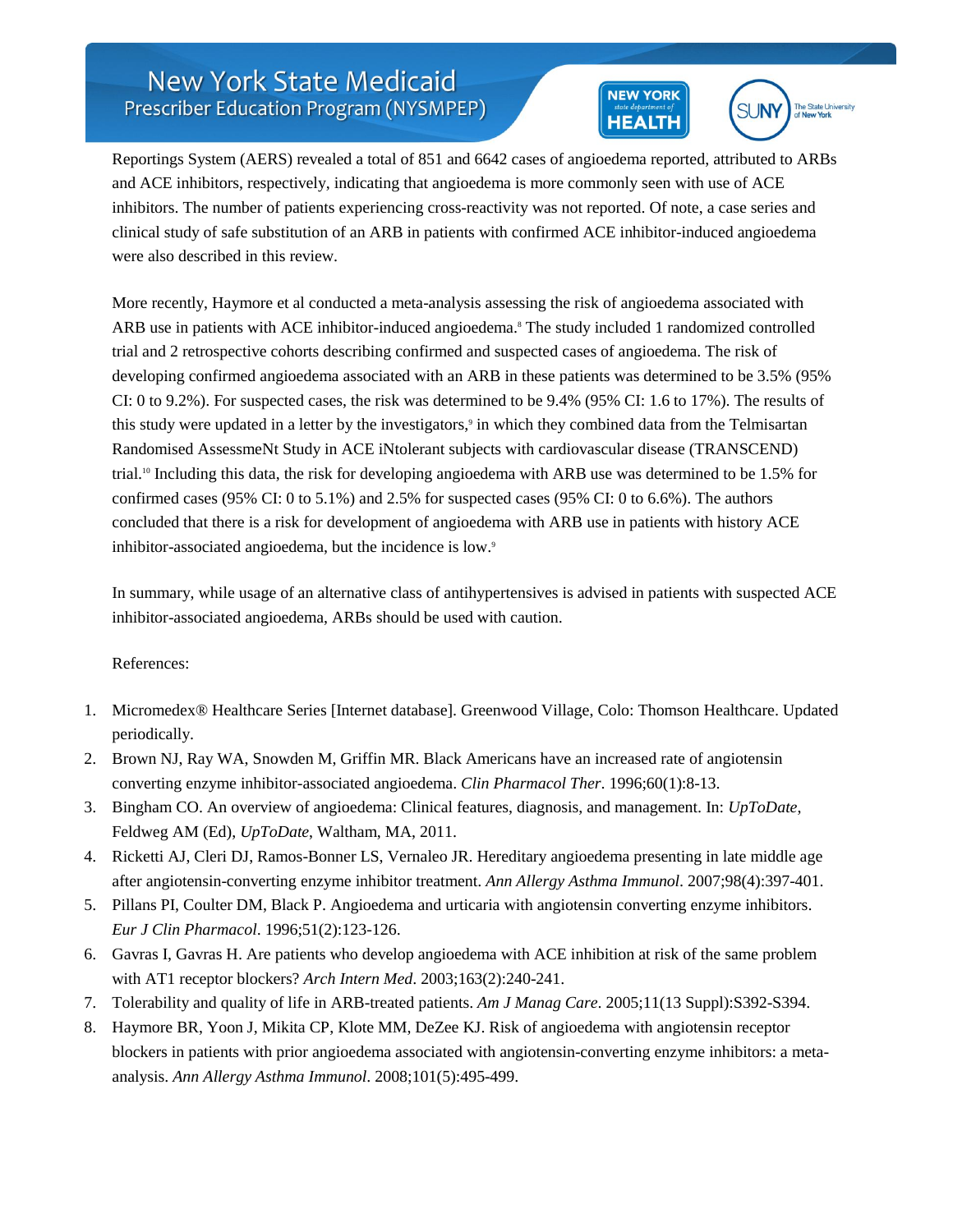Reportings System (AERS) revealed a total of 851 and 6642 cases of angioedema reported, attributed to ARBs and ACE inhibitors, respectively, indicating that angioedema is more commonly seen with use of ACE inhibitors. The number of patients experiencing cross-reactivity was not reported. Of note, a case series and clinical study of safe substitution of an ARB in patients with confirmed ACE inhibitor-induced angioedema were also described in this review.

More recently, Haymore et al conducted a meta-analysis assessing the risk of angioedema associated with ARB use in patients with ACE inhibitor-induced angioedema.[8] The study included 1 randomized controlled trial and 2 retrospective cohorts describing confirmed and suspected cases of angioedema. The risk of developing confirmed angioedema associated with an ARB in these patients was determined to be 3.5% (95% CI: 0 to 9.2%). For suspected cases, the risk was determined to be 9.4% (95% CI: 1.6 to 17%). The results of this study were updated in a letter by the investigators,[9] in which they combined data from the Telmisartan Randomised AssessmeNt Study in ACE iNtolerant subjects with cardiovascular disease (TRANSCEND) trial.[10] Including this data, the risk for developing angioedema with ARB use was determined to be 1.5% for confirmed cases (95% CI: 0 to 5.1%) and 2.5% for suspected cases (95% CI: 0 to 6.6%). The authors concluded that there is a risk for development of angioedema with ARB use in patients with history ACE inhibitor-associated angioedema, but the incidence is low.[9]

In summary, while usage of an alternative class of antihypertensives is advised in patients with suspected ACE inhibitor-associated angioedema, ARBs should be used with caution.

References:

1. Micromedex® Healthcare Series [Internet database]. Greenwood Village, Colo: Thomson Healthcare. Updated periodically.
2. Brown NJ, Ray WA, Snowden M, Griffin MR. Black Americans have an increased rate of angiotensin converting enzyme inhibitor-associated angioedema. *Clin Pharmacol Ther*. 1996;60(1):8-13.
3. Bingham CO. An overview of angioedema: Clinical features, diagnosis, and management. In: *UpToDate*, Feldweg AM (Ed), *UpToDate*, Waltham, MA, 2011.
4. Ricketti AJ, Cleri DJ, Ramos-Bonner LS, Vernaleo JR. Hereditary angioedema presenting in late middle age after angiotensin-converting enzyme inhibitor treatment. *Ann Allergy Asthma Immunol*. 2007;98(4):397-401.
5. Pillans PI, Coulter DM, Black P. Angioedema and urticaria with angiotensin converting enzyme inhibitors. *Eur J Clin Pharmacol*. 1996;51(2):123-126.
6. Gavras I, Gavras H. Are patients who develop angioedema with ACE inhibition at risk of the same problem with AT1 receptor blockers? *Arch Intern Med*. 2003;163(2):240-241.
7. Tolerability and quality of life in ARB-treated patients. *Am J Manag Care*. 2005;11(13 Suppl):S392-S394.
8. Haymore BR, Yoon J, Mikita CP, Klote MM, DeZee KJ. Risk of angioedema with angiotensin receptor blockers in patients with prior angioedema associated with angiotensin-converting enzyme inhibitors: a meta-analysis. *Ann Allergy Asthma Immunol*. 2008;101(5):495-499.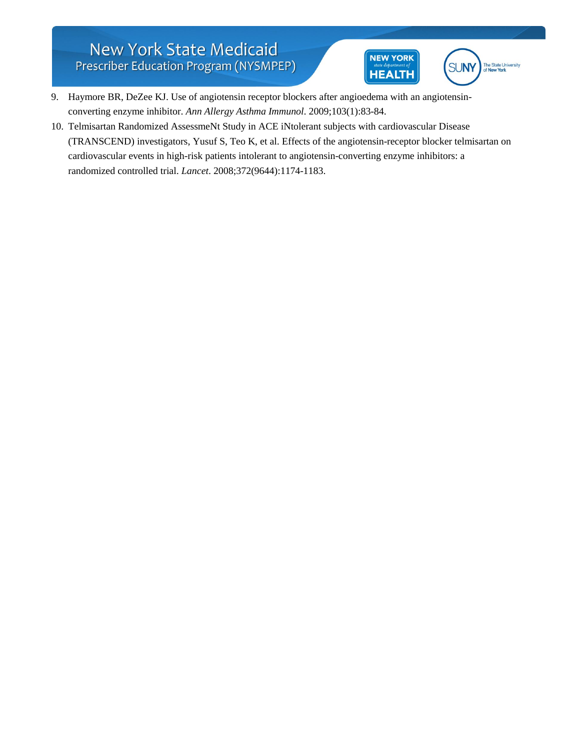9. Haymore BR, DeZee KJ. Use of angiotensin receptor blockers after angioedema with an angiotensin-converting enzyme inhibitor. *Ann Allergy Asthma Immunol*. 2009;103(1):83-84.
10. Telmisartan Randomized AssessmeNt Study in ACE iNtolerant subjects with cardiovascular Disease (TRANSCEND) investigators, Yusuf S, Teo K, et al. Effects of the angiotensin-receptor blocker telmisartan on cardiovascular events in high-risk patients intolerant to angiotensin-converting enzyme inhibitors: a randomized controlled trial. *Lancet*. 2008;372(9644):1174-1183.